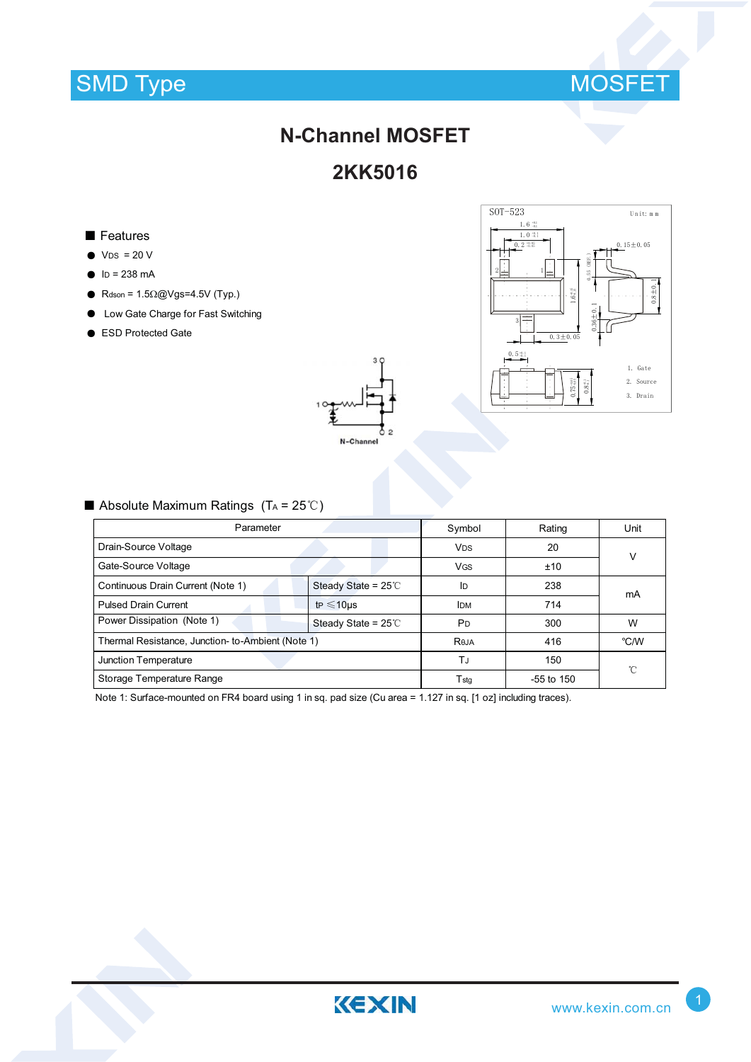# N-Channel MOSFET

# 2KK5016

## Features

- $V_{DS}$ = 20 V
- $I_D$ = 238 mA
- $R_{dson}$ = 1.5Ω@Vgs=4.5V (Typ.)
- Low Gate Charge for Fast Switching
- ESD Protected Gate

SOT-523

1. Gate
2. Source
3. Drain

N-Channel

## Absolute Maximum Ratings ($T_A$ = 25℃)

| Parameter | | Symbol | Rating | Unit |
|---|---|---|---|---|
| Drain-Source Voltage | | $V_{DS}$ | 20 | V |
| Gate-Source Voltage | | $V_{GS}$ | ±10 | |
| Continuous Drain Current (Note 1) | Steady State = 25℃ | $I_D$ | 238 | mA |
| Pulsed Drain Current | $t_P$ ≤10μs | $I_{DM}$ | 714 | |
| Power Dissipation (Note 1) | Steady State = 25℃ | $P_D$ | 300 | W |
| Thermal Resistance, Junction- to-Ambient (Note 1) | | $R_{θJA}$ | 416 | ℃/W |
| Junction Temperature | | $T_J$ | 150 | ℃ |
| Storage Temperature Range | | $T_{stg}$ | -55 to 150 | |

Note 1: Surface-mounted on FR4 board using 1 in sq. pad size (Cu area = 1.127 in sq. [1 oz] including traces).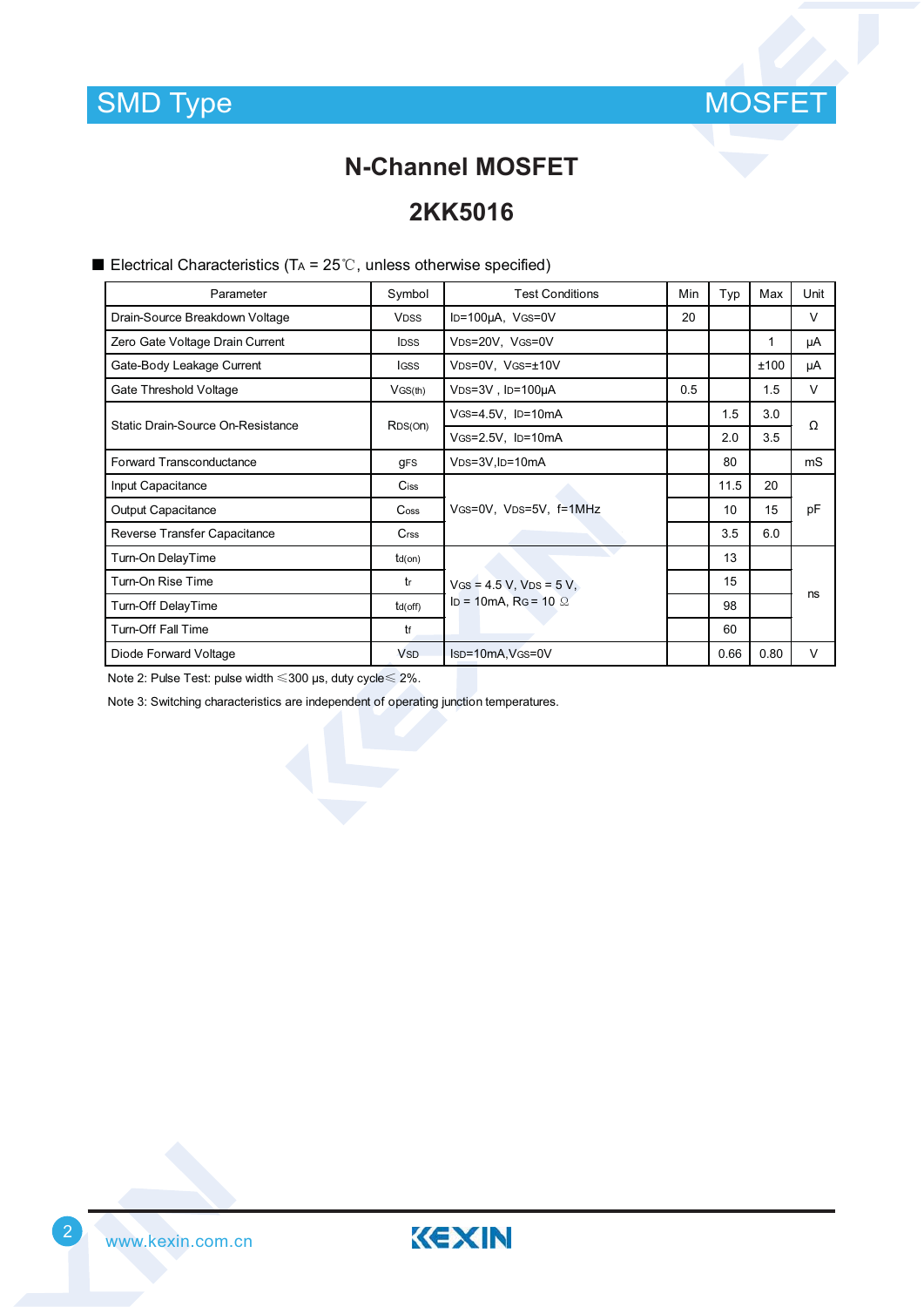# N-Channel MOSFET

# 2KK5016

■ Electrical Characteristics ($T_A$ = 25℃, unless otherwise specified)

| Parameter | Symbol | Test Conditions | Min | Typ | Max | Unit |
|---|---|---|---|---|---|---|
| Drain-Source Breakdown Voltage | $V_{DSS}$ | $I_D$=100μA, $V_{GS}$=0V | 20 | | | V |
| Zero Gate Voltage Drain Current | $I_{DSS}$ | $V_{DS}$=20V, $V_{GS}$=0V | | | 1 | μA |
| Gate-Body Leakage Current | $I_{GSS}$ | $V_{DS}$=0V, $V_{GS}$=±10V | | | ±100 | μA |
| Gate Threshold Voltage | $V_{GS(th)}$ | $V_{DS}$=3V , $I_D$=100μA | 0.5 | | 1.5 | V |
| Static Drain-Source On-Resistance | $R_{DS(On)}$ | $V_{GS}$=4.5V, $I_D$=10mA | | 1.5 | 3.0 | Ω |
| | | $V_{GS}$=2.5V, $I_D$=10mA | | 2.0 | 3.5 | |
| Forward Transconductance | $g_{FS}$ | $V_{DS}$=3V,$I_D$=10mA | | 80 | | mS |
| Input Capacitance | $C_{iss}$ | $V_{GS}$=0V, $V_{DS}$=5V, f=1MHz | | 11.5 | 20 | pF |
| Output Capacitance | $C_{oss}$ | | | 10 | 15 | |
| Reverse Transfer Capacitance | $C_{rss}$ | | | 3.5 | 6.0 | |
| Turn-On DelayTime | $t_{d(on)}$ | $V_{GS}$ = 4.5 V, $V_{DS}$ = 5 V, $I_D$ = 10mA, $R_G$ = 10 Ω | | 13 | | ns |
| Turn-On Rise Time | $t_r$ | | | 15 | | |
| Turn-Off DelayTime | $t_{d(off)}$ | | | 98 | | |
| Turn-Off Fall Time | $t_f$ | | | 60 | | |
| Diode Forward Voltage | $V_{SD}$ | $I_{SD}$=10mA,$V_{GS}$=0V | | 0.66 | 0.80 | V |

Note 2: Pulse Test: pulse width ≤300 μs, duty cycle≤ 2%.

Note 3: Switching characteristics are independent of operating junction temperatures.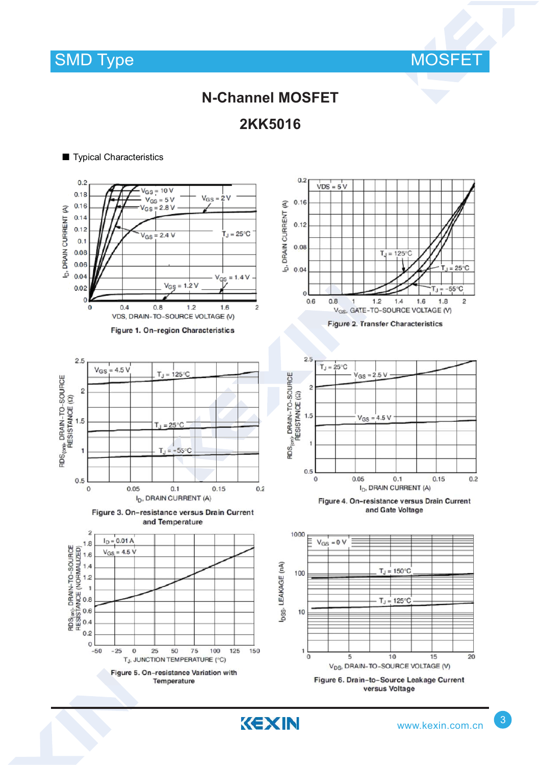# N-Channel MOSFET

## 2KK5016

■ Typical Characteristics

Figure 1. On-region Characteristics

Figure 2. Transfer Characteristics

Figure 3. On-resistance versus Drain Current and Temperature

Figure 4. On-resistance versus Drain Current and Gate Voltage

Figure 5. On-resistance Variation with Temperature

Figure 6. Drain-to-Source Leakage Current versus Voltage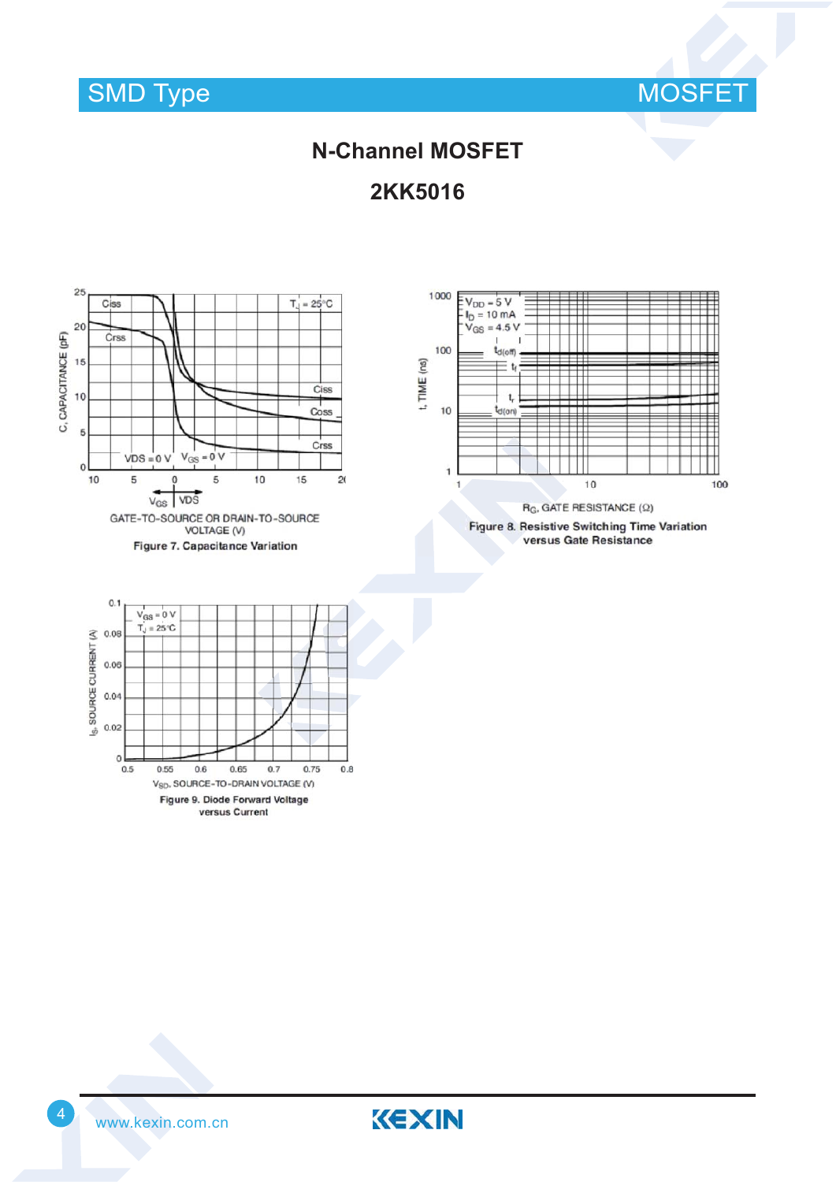# N-Channel MOSFET

## 2KK5016

C, CAPACITANCE (pF)

25
20
15
10
5
0

Ciss
Crss
$T_J$ = 25°C
Ciss
Coss
Crss
VDS = 0 V
$V_{GS}$ = 0 V

10 5 0 5 10 15 20

$V_{GS}$ | VDS

GATE-TO-SOURCE OR DRAIN-TO-SOURCE VOLTAGE (V)

**Figure 7. Capacitance Variation**

t, TIME (ns)

1000
100
10
1

$V_{DD}$ = 5 V
$I_D$ = 10 mA
$V_{GS}$ = 4.5 V

$t_{d(off)}$
$t_f$
$t_r$
$t_{d(on)}$

1 10 100

$R_G$, GATE RESISTANCE (Ω)

**Figure 8. Resistive Switching Time Variation versus Gate Resistance**

$I_S$, SOURCE CURRENT (A)

0.1
0.08
0.06
0.04
0.02
0

$V_{GS}$ = 0 V
$T_J$ = 25°C

0.5 0.55 0.6 0.65 0.7 0.75 0.8

$V_{SD}$, SOURCE-TO-DRAIN VOLTAGE (V)

**Figure 9. Diode Forward Voltage versus Current**